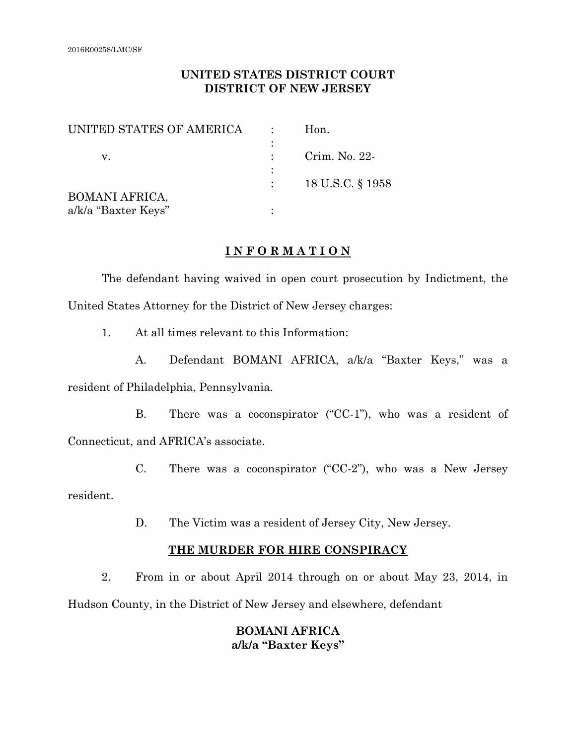2016R00258/LMC/SF

**UNITED STATES DISTRICT COURT**
**DISTRICT OF NEW JERSEY**

| | | |
|---|---|---|
| UNITED STATES OF AMERICA | : | Hon. |
| | : | |
| v. | : | Crim. No. 22- |
| | : | |
| | : | 18 U.S.C. § 1958 |
| BOMANI AFRICA, a/k/a "Baxter Keys" | : | |

## I N F O R M A T I O N

The defendant having waived in open court prosecution by Indictment, the United States Attorney for the District of New Jersey charges:

1. At all times relevant to this Information:

   A. Defendant BOMANI AFRICA, a/k/a "Baxter Keys," was a resident of Philadelphia, Pennsylvania.

   B. There was a coconspirator ("CC-1"), who was a resident of Connecticut, and AFRICA's associate.

   C. There was a coconspirator ("CC-2"), who was a New Jersey resident.

   D. The Victim was a resident of Jersey City, New Jersey.

## THE MURDER FOR HIRE CONSPIRACY

2. From in or about April 2014 through on or about May 23, 2014, in Hudson County, in the District of New Jersey and elsewhere, defendant

**BOMANI AFRICA**
**a/k/a "Baxter Keys"**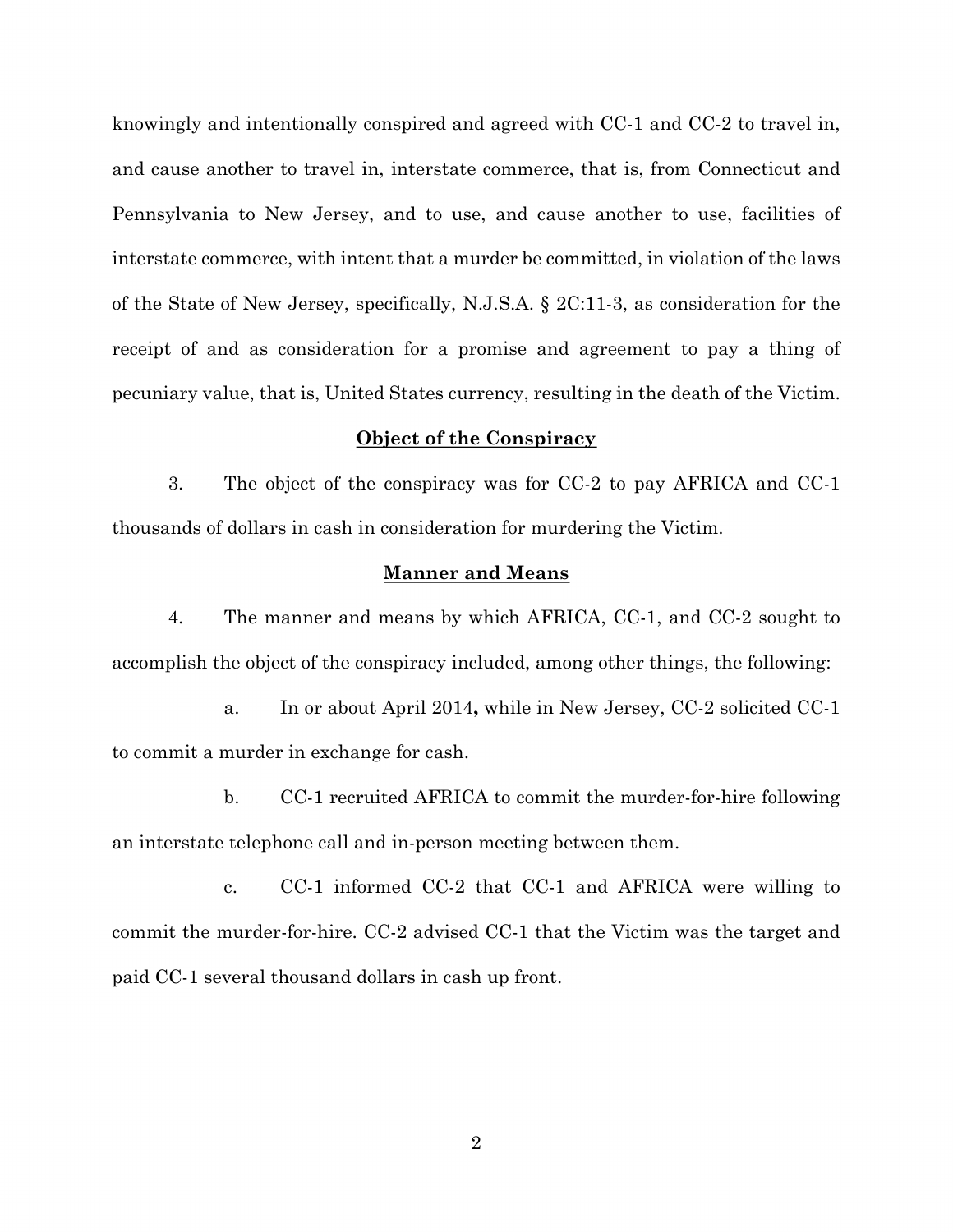knowingly and intentionally conspired and agreed with CC-1 and CC-2 to travel in, and cause another to travel in, interstate commerce, that is, from Connecticut and Pennsylvania to New Jersey, and to use, and cause another to use, facilities of interstate commerce, with intent that a murder be committed, in violation of the laws of the State of New Jersey, specifically, N.J.S.A. § 2C:11-3, as consideration for the receipt of and as consideration for a promise and agreement to pay a thing of pecuniary value, that is, United States currency, resulting in the death of the Victim.

**Object of the Conspiracy**

3. The object of the conspiracy was for CC-2 to pay AFRICA and CC-1 thousands of dollars in cash in consideration for murdering the Victim.

**Manner and Means**

4. The manner and means by which AFRICA, CC-1, and CC-2 sought to accomplish the object of the conspiracy included, among other things, the following:

a. In or about April 2014**,** while in New Jersey, CC-2 solicited CC-1 to commit a murder in exchange for cash.

b. CC-1 recruited AFRICA to commit the murder-for-hire following an interstate telephone call and in-person meeting between them.

c. CC-1 informed CC-2 that CC-1 and AFRICA were willing to commit the murder-for-hire. CC-2 advised CC-1 that the Victim was the target and paid CC-1 several thousand dollars in cash up front.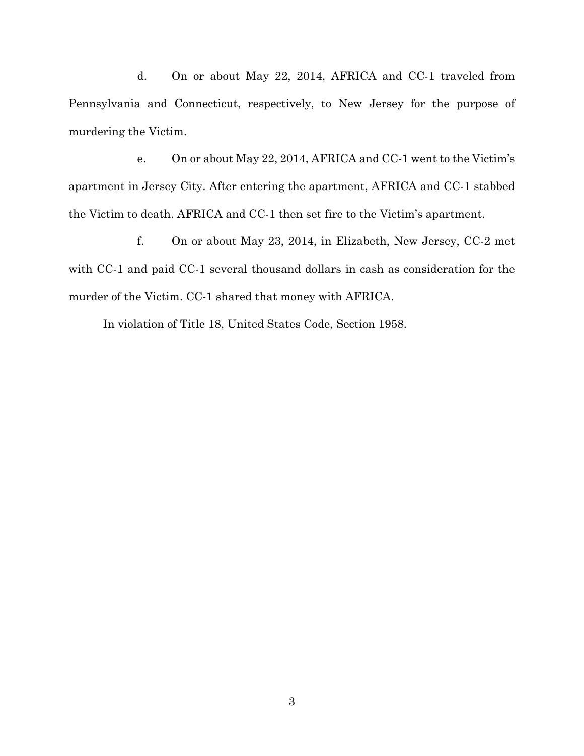d. On or about May 22, 2014, AFRICA and CC-1 traveled from Pennsylvania and Connecticut, respectively, to New Jersey for the purpose of murdering the Victim.

e. On or about May 22, 2014, AFRICA and CC-1 went to the Victim's apartment in Jersey City. After entering the apartment, AFRICA and CC-1 stabbed the Victim to death. AFRICA and CC-1 then set fire to the Victim's apartment.

f. On or about May 23, 2014, in Elizabeth, New Jersey, CC-2 met with CC-1 and paid CC-1 several thousand dollars in cash as consideration for the murder of the Victim. CC-1 shared that money with AFRICA.

In violation of Title 18, United States Code, Section 1958.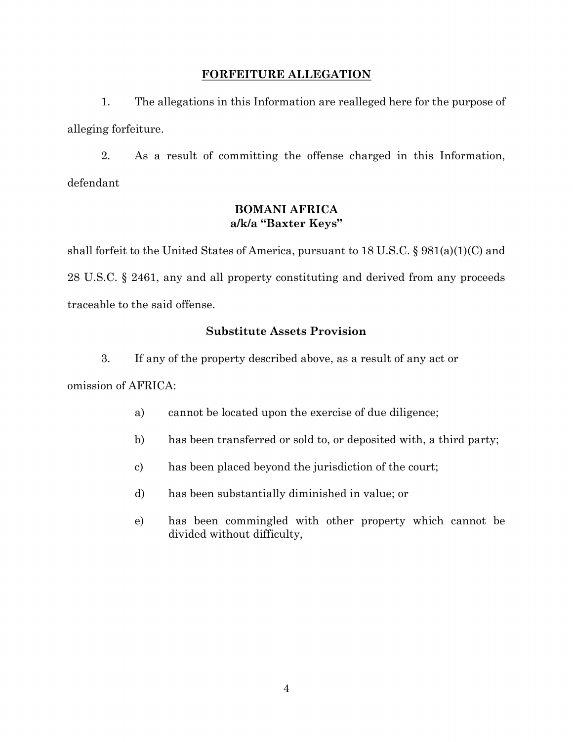## FORFEITURE ALLEGATION

1. The allegations in this Information are realleged here for the purpose of alleging forfeiture.

2. As a result of committing the offense charged in this Information, defendant

**BOMANI AFRICA**
**a/k/a "Baxter Keys"**

shall forfeit to the United States of America, pursuant to 18 U.S.C. § 981(a)(1)(C) and 28 U.S.C. § 2461, any and all property constituting and derived from any proceeds traceable to the said offense.

### Substitute Assets Provision

3. If any of the property described above, as a result of any act or omission of AFRICA:

a) cannot be located upon the exercise of due diligence;

b) has been transferred or sold to, or deposited with, a third party;

c) has been placed beyond the jurisdiction of the court;

d) has been substantially diminished in value; or

e) has been commingled with other property which cannot be divided without difficulty,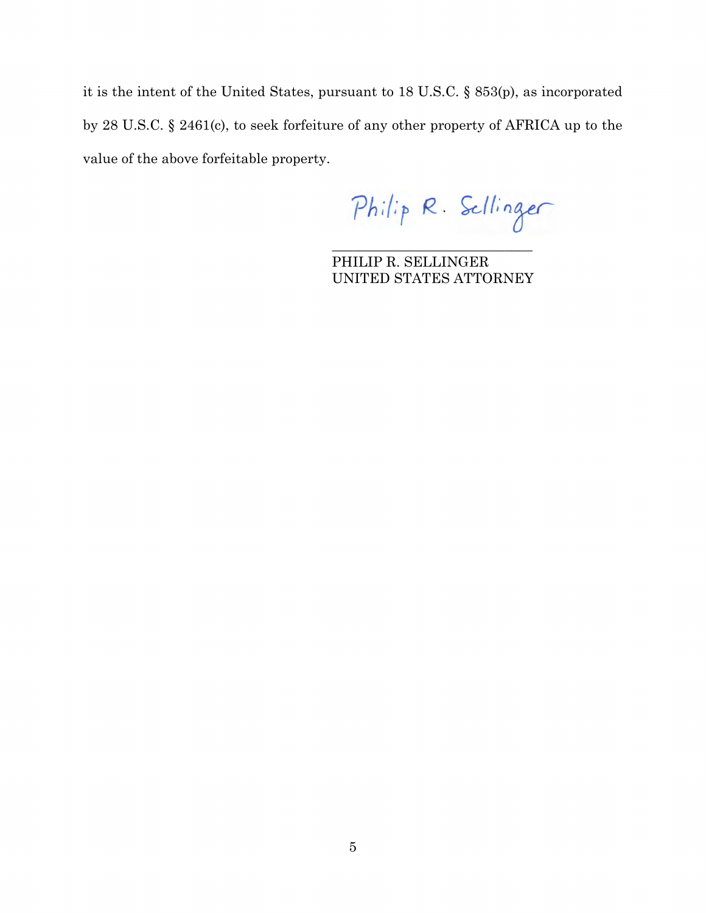it is the intent of the United States, pursuant to 18 U.S.C. § 853(p), as incorporated by 28 U.S.C. § 2461(c), to seek forfeiture of any other property of AFRICA up to the value of the above forfeitable property.

Philip R. Sellinger

PHILIP R. SELLINGER
UNITED STATES ATTORNEY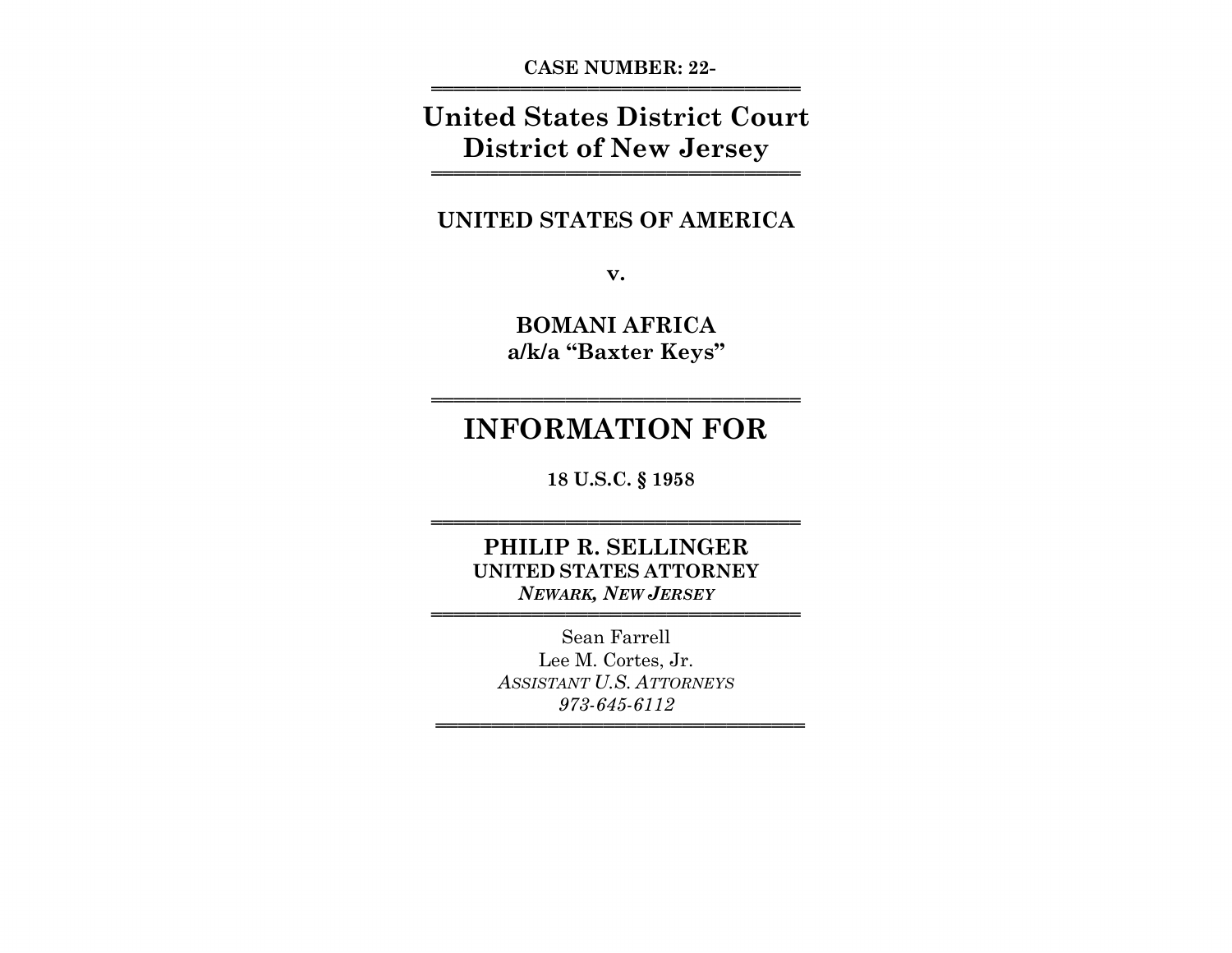**CASE NUMBER: 22-**

---

# United States District Court
# District of New Jersey

---

**UNITED STATES OF AMERICA**

**v.**

**BOMANI AFRICA**
**a/k/a "Baxter Keys"**

---

# INFORMATION FOR

**18 U.S.C. § 1958**

---

**PHILIP R. SELLINGER**
**UNITED STATES ATTORNEY**
***NEWARK, NEW JERSEY***

---

Sean Farrell
Lee M. Cortes, Jr.
*ASSISTANT U.S. ATTORNEYS*
*973-645-6112*

---